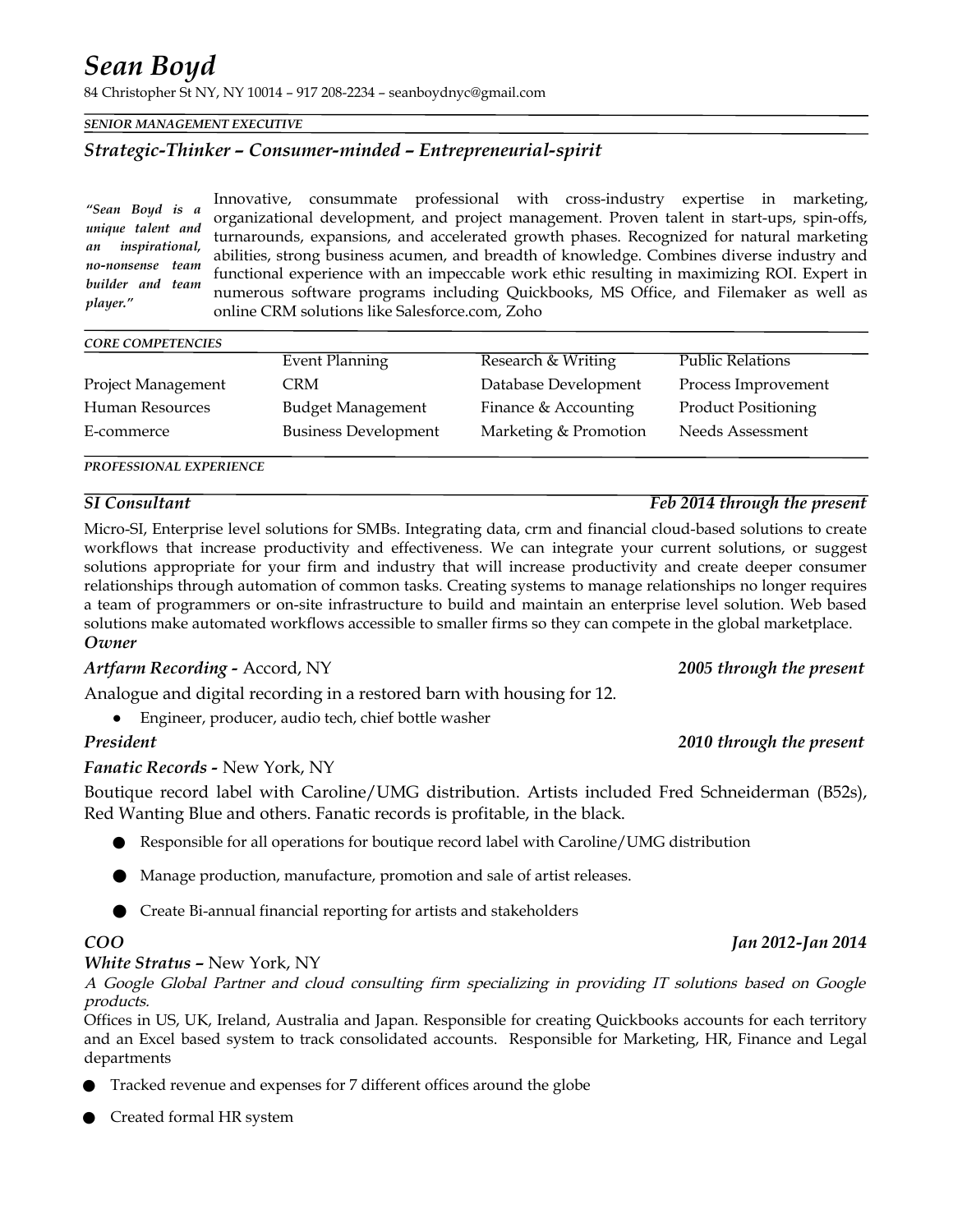# *Sean Boyd*

84 Christopher St NY, NY 10014 – 917 208-2234 – seanboydnyc@gmail.com

***SENIOR MANAGEMENT EXECUTIVE***

## *Strategic-Thinker – Consumer-minded – Entrepreneurial-spirit*

***"Sean Boyd is a unique talent and an inspirational, no-nonsense team builder and team player."***

Innovative, consummate professional with cross-industry expertise in marketing, organizational development, and project management. Proven talent in start-ups, spin-offs, turnarounds, expansions, and accelerated growth phases. Recognized for natural marketing abilities, strong business acumen, and breadth of knowledge. Combines diverse industry and functional experience with an impeccable work ethic resulting in maximizing ROI. Expert in numerous software programs including Quickbooks, MS Office, and Filemaker as well as online CRM solutions like Salesforce.com, Zoho

***CORE COMPETENCIES***

| | | | |
|---|---|---|---|
| | Event Planning | Research & Writing | Public Relations |
| Project Management | CRM | Database Development | Process Improvement |
| Human Resources | Budget Management | Finance & Accounting | Product Positioning |
| E-commerce | Business Development | Marketing & Promotion | Needs Assessment |

***PROFESSIONAL EXPERIENCE***

***SI Consultant*** — ***Feb 2014 through the present***

Micro-SI, Enterprise level solutions for SMBs. Integrating data, crm and financial cloud-based solutions to create workflows that increase productivity and effectiveness. We can integrate your current solutions, or suggest solutions appropriate for your firm and industry that will increase productivity and create deeper consumer relationships through automation of common tasks. Creating systems to manage relationships no longer requires a team of programmers or on-site infrastructure to build and maintain an enterprise level solution. Web based solutions make automated workflows accessible to smaller firms so they can compete in the global marketplace.

***Owner***

***Artfarm Recording -*** Accord, NY — ***2005 through the present***

Analogue and digital recording in a restored barn with housing for 12.

- Engineer, producer, audio tech, chief bottle washer

***President*** — ***2010 through the present***

***Fanatic Records -*** New York, NY

Boutique record label with Caroline/UMG distribution. Artists included Fred Schneiderman (B52s), Red Wanting Blue and others. Fanatic records is profitable, in the black.

- Responsible for all operations for boutique record label with Caroline/UMG distribution
- Manage production, manufacture, promotion and sale of artist releases.
- Create Bi-annual financial reporting for artists and stakeholders

***COO*** — ***Jan 2012-Jan 2014***

***White Stratus –*** New York, NY

*A Google Global Partner and cloud consulting firm specializing in providing IT solutions based on Google products.*

Offices in US, UK, Ireland, Australia and Japan. Responsible for creating Quickbooks accounts for each territory and an Excel based system to track consolidated accounts. Responsible for Marketing, HR, Finance and Legal departments

- Tracked revenue and expenses for 7 different offices around the globe
- Created formal HR system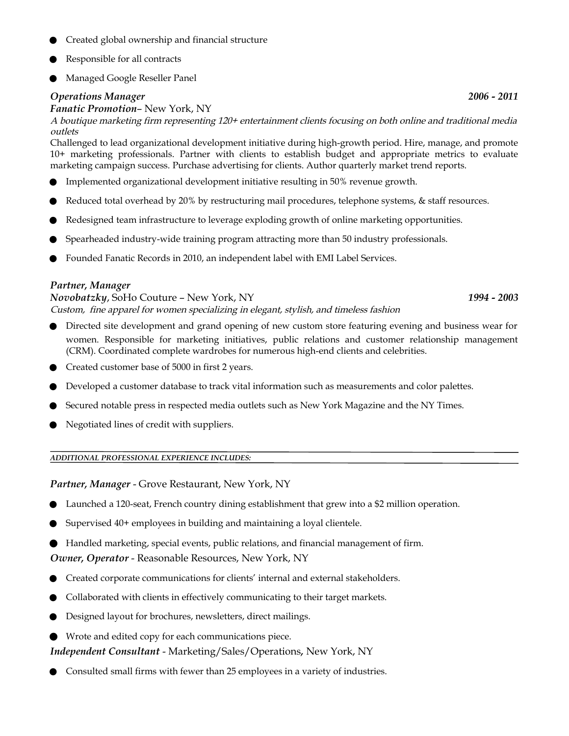- Created global ownership and financial structure
- Responsible for all contracts
- Managed Google Reseller Panel

***Operations Manager*** **_2006 - 2011_**
***Fanatic Promotion***– New York, NY
*A boutique marketing firm representing 120+ entertainment clients focusing on both online and traditional media outlets*
Challenged to lead organizational development initiative during high-growth period. Hire, manage, and promote 10+ marketing professionals. Partner with clients to establish budget and appropriate metrics to evaluate marketing campaign success. Purchase advertising for clients. Author quarterly market trend reports.

- Implemented organizational development initiative resulting in 50% revenue growth.
- Reduced total overhead by 20% by restructuring mail procedures, telephone systems, & staff resources.
- Redesigned team infrastructure to leverage exploding growth of online marketing opportunities.
- Spearheaded industry-wide training program attracting more than 50 industry professionals.
- Founded Fanatic Records in 2010, an independent label with EMI Label Services.

***Partner, Manager***
***Novobatzky***, SoHo Couture – New York, NY **_1994 - 2003_**
*Custom, fine apparel for women specializing in elegant, stylish, and timeless fashion*

- Directed site development and grand opening of new custom store featuring evening and business wear for women. Responsible for marketing initiatives, public relations and customer relationship management (CRM). Coordinated complete wardrobes for numerous high-end clients and celebrities.
- Created customer base of 5000 in first 2 years.
- Developed a customer database to track vital information such as measurements and color palettes.
- Secured notable press in respected media outlets such as New York Magazine and the NY Times.
- Negotiated lines of credit with suppliers.

---

***ADDITIONAL PROFESSIONAL EXPERIENCE INCLUDES:***

---

***Partner, Manager*** - Grove Restaurant, New York, NY

- Launched a 120-seat, French country dining establishment that grew into a $2 million operation.
- Supervised 40+ employees in building and maintaining a loyal clientele.
- Handled marketing, special events, public relations, and financial management of firm.

***Owner, Operator*** - Reasonable Resources, New York, NY

- Created corporate communications for clients' internal and external stakeholders.
- Collaborated with clients in effectively communicating to their target markets.
- Designed layout for brochures, newsletters, direct mailings.
- Wrote and edited copy for each communications piece.

***Independent Consultant*** - Marketing/Sales/Operations**,** New York, NY

- Consulted small firms with fewer than 25 employees in a variety of industries.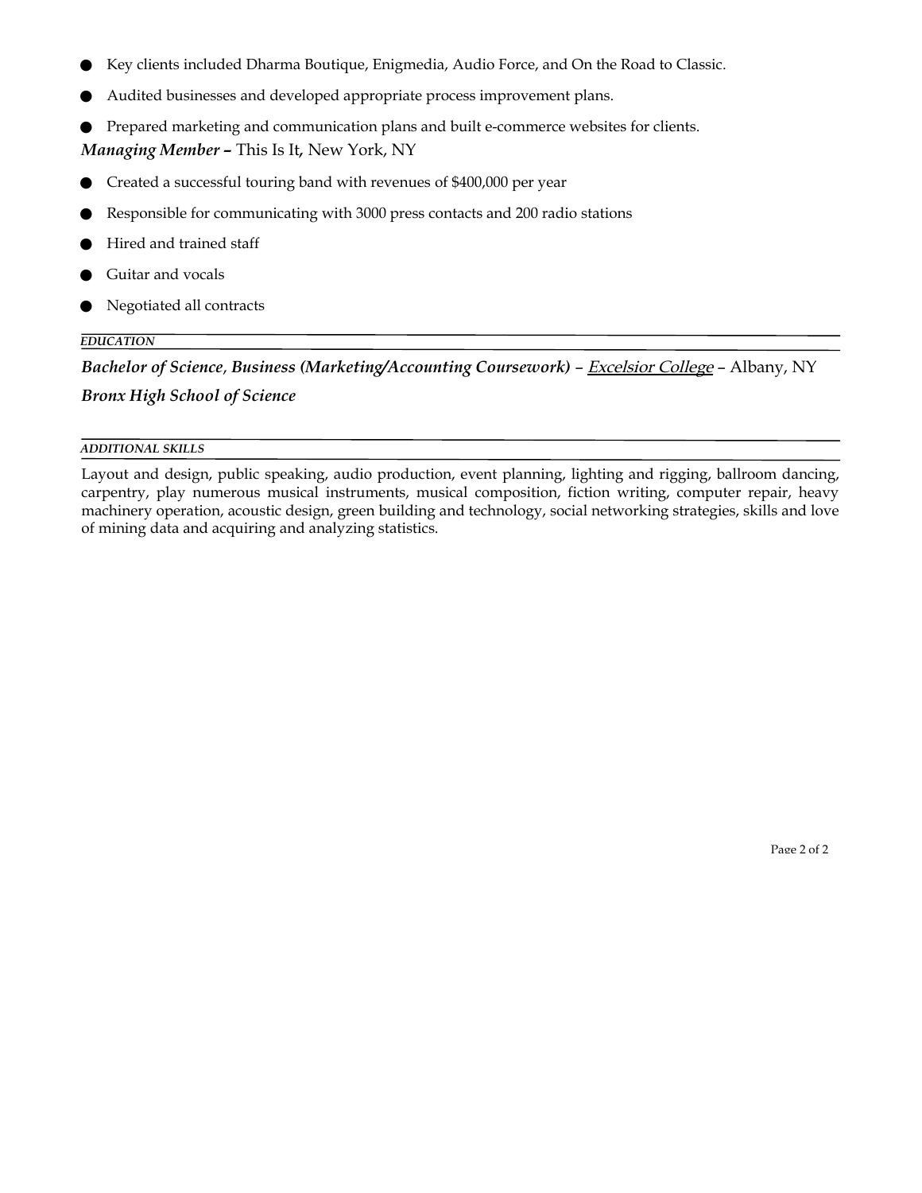- Key clients included Dharma Boutique, Enigmedia, Audio Force, and On the Road to Classic.
- Audited businesses and developed appropriate process improvement plans.
- Prepared marketing and communication plans and built e-commerce websites for clients.

***Managing Member* –** This Is It, New York, NY

- Created a successful touring band with revenues of $400,000 per year
- Responsible for communicating with 3000 press contacts and 200 radio stations
- Hired and trained staff
- Guitar and vocals
- Negotiated all contracts

## *EDUCATION*

***Bachelor of Science, Business (Marketing/Accounting Coursework)*** – *Excelsior College* – Albany, NY

***Bronx High School of Science***

## *ADDITIONAL SKILLS*

Layout and design, public speaking, audio production, event planning, lighting and rigging, ballroom dancing, carpentry, play numerous musical instruments, musical composition, fiction writing, computer repair, heavy machinery operation, acoustic design, green building and technology, social networking strategies, skills and love of mining data and acquiring and analyzing statistics.